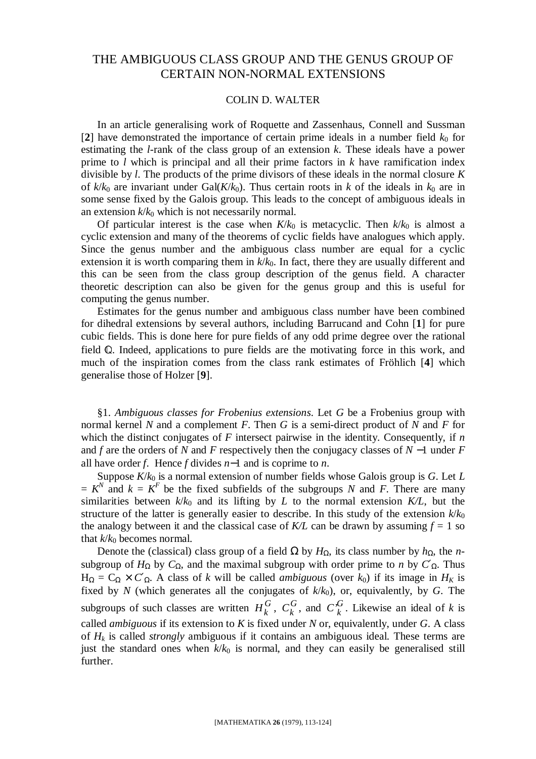# THE AMBIGUOUS CLASS GROUP AND THE GENUS GROUP OF CERTAIN NON-NORMAL EXTENSIONS

COLIN D. WALTER

In an article generalising work of Roquette and Zassenhaus, Connell and Sussman [**2**] have demonstrated the importance of certain prime ideals in a number field $k_0$ for estimating the $l$-rank of the class group of an extension $k$. These ideals have a power prime to $l$ which is principal and all their prime factors in $k$ have ramification index divisible by $l$. The products of the prime divisors of these ideals in the normal closure $K$ of $k/k_0$ are invariant under $\mathrm{Gal}(K/k_0)$. Thus certain roots in $k$ of the ideals in $k_0$ are in some sense fixed by the Galois group. This leads to the concept of ambiguous ideals in an extension $k/k_0$ which is not necessarily normal.

Of particular interest is the case when $K/k_0$ is metacyclic. Then $k/k_0$ is almost a cyclic extension and many of the theorems of cyclic fields have analogues which apply. Since the genus number and the ambiguous class number are equal for a cyclic extension it is worth comparing them in $k/k_0$. In fact, there they are usually different and this can be seen from the class group description of the genus field. A character theoretic description can also be given for the genus group and this is useful for computing the genus number.

Estimates for the genus number and ambiguous class number have been combined for dihedral extensions by several authors, including Barrucand and Cohn [**1**] for pure cubic fields. This is done here for pure fields of any odd prime degree over the rational field $\mathbb{Q}$. Indeed, applications to pure fields are the motivating force in this work, and much of the inspiration comes from the class rank estimates of Fröhlich [**4**] which generalise those of Holzer [**9**].

§1. *Ambiguous classes for Frobenius extensions*. Let $G$ be a Frobenius group with normal kernel $N$ and a complement $F$. Then $G$ is a semi-direct product of $N$ and $F$ for which the distinct conjugates of $F$ intersect pairwise in the identity. Consequently, if $n$ and $f$ are the orders of $N$ and $F$ respectively then the conjugacy classes of $N-1$ under $F$ all have order $f$. Hence $f$ divides $n-1$ and is coprime to $n$.

Suppose $K/k_0$ is a normal extension of number fields whose Galois group is $G$. Let $L = K^N$ and $k = K^F$ be the fixed subfields of the subgroups $N$ and $F$. There are many similarities between $k/k_0$ and its lifting by $L$ to the normal extension $K/L$, but the structure of the latter is generally easier to describe. In this study of the extension $k/k_0$ the analogy between it and the classical case of $K/L$ can be drawn by assuming $f = 1$ so that $k/k_0$ becomes normal.

Denote the (classical) class group of a field $\Omega$ by $H_\Omega$, its class number by $h_\Omega$, the $n$-subgroup of $H_\Omega$ by $C_\Omega$, and the maximal subgroup with order prime to $n$ by $C'_\Omega$. Thus $H_\Omega = C_\Omega \times C'_\Omega$. A class of $k$ will be called *ambiguous* (over $k_0$) if its image in $H_K$ is fixed by $N$ (which generates all the conjugates of $k/k_0$), or, equivalently, by $G$. The subgroups of such classes are written $H_k^G$, $C_k^G$, and $C_k'^G$. Likewise an ideal of $k$ is called *ambiguous* if its extension to $K$ is fixed under $N$ or, equivalently, under $G$. A class of $H_k$ is called *strongly* ambiguous if it contains an ambiguous ideal. These terms are just the standard ones when $k/k_0$ is normal, and they can easily be generalised still further.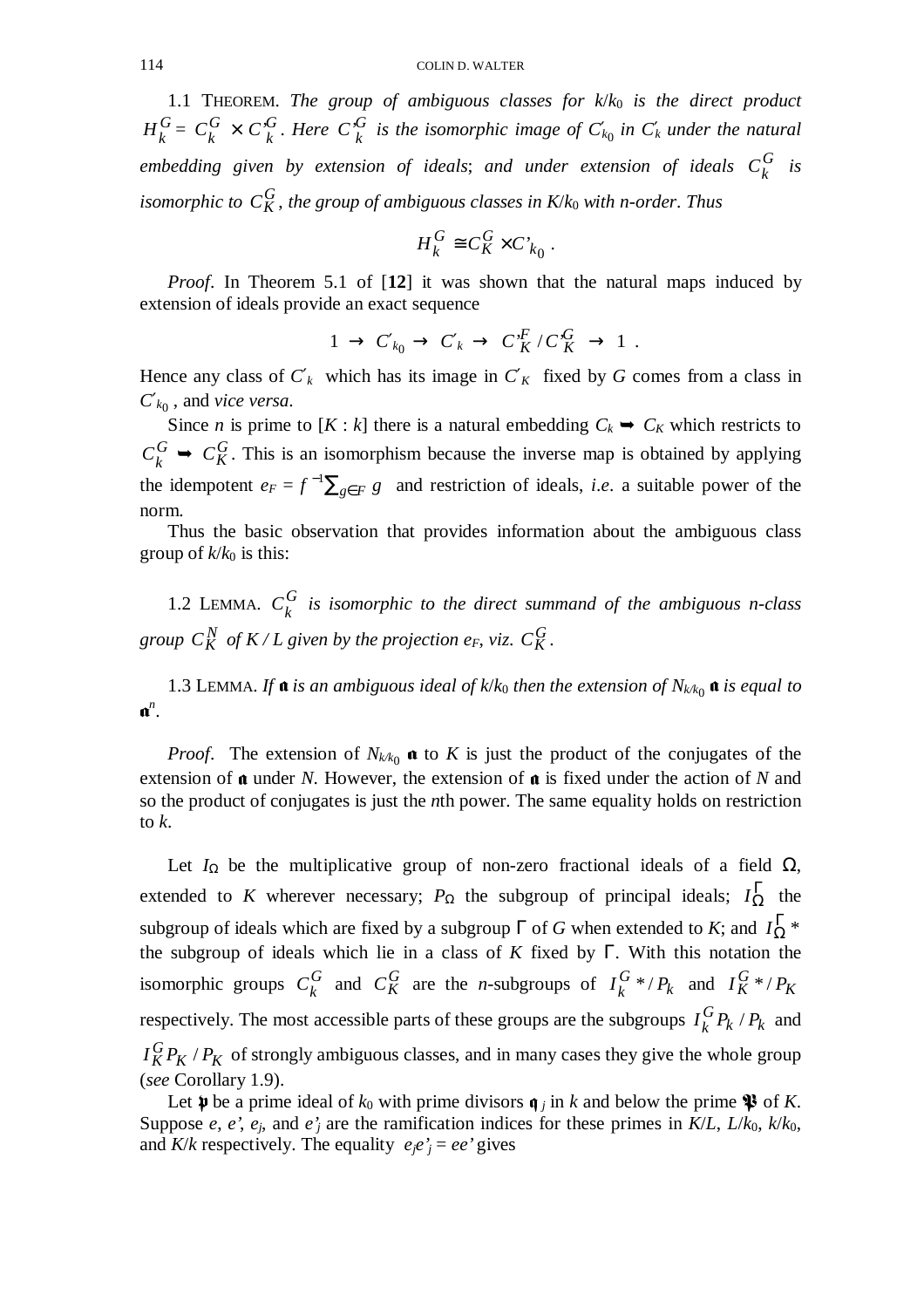1.1 THEOREM. *The group of ambiguous classes for $k/k_0$ is the direct product* $H_k^G = C_k^G \times C'^G_k$. *Here* $C'^G_k$ *is the isomorphic image of* $C'_{k_0}$ *in* $C'_k$ *under the natural embedding given by extension of ideals*; *and under extension of ideals* $C_k^G$ *is isomorphic to* $C_K^G$, *the group of ambiguous classes in* $K/k_0$ *with n-order*. *Thus*

$$H_k^G \cong C_K^G \times C'_{k_0} .$$

*Proof*. In Theorem 5.1 of [**12**] it was shown that the natural maps induced by extension of ideals provide an exact sequence

$$1 \to C'_{k_0} \to C'_k \to C'^F_K / C'^G_K \to 1 .$$

Hence any class of $C'_k$ which has its image in $C'_K$ fixed by $G$ comes from a class in $C'_{k_0}$, and *vice versa*.

Since $n$ is prime to $[K : k]$ there is a natural embedding $C_k \to C_K$ which restricts to $C_k^G \to C_K^G$. This is an isomorphism because the inverse map is obtained by applying the idempotent $e_F = f^{-1}\sum_{g\in F} g$ and restriction of ideals, *i.e*. a suitable power of the norm.

Thus the basic observation that provides information about the ambiguous class group of $k/k_0$ is this:

1.2 LEMMA. $C_k^G$ *is isomorphic to the direct summand of the ambiguous n-class group* $C_K^N$ *of* $K / L$ *given by the projection* $e_F$, *viz.* $C_K^G$.

1.3 LEMMA. *If* $\mathfrak{a}$ *is an ambiguous ideal of* $k/k_0$ *then the extension of* $N_{k/k_0}\,\mathfrak{a}$ *is equal to* $\mathfrak{a}^n$.

*Proof*. The extension of $N_{k/k_0}\,\mathfrak{a}$ to $K$ is just the product of the conjugates of the extension of $\mathfrak{a}$ under $N$. However, the extension of $\mathfrak{a}$ is fixed under the action of $N$ and so the product of conjugates is just the $n$th power. The same equality holds on restriction to $k$.

Let $I_\Omega$ be the multiplicative group of non-zero fractional ideals of a field $\Omega$, extended to $K$ wherever necessary; $P_\Omega$ the subgroup of principal ideals; $I_\Omega^\Gamma$ the subgroup of ideals which are fixed by a subgroup $\Gamma$ of $G$ when extended to $K$; and $I_\Omega^\Gamma{}^*$ the subgroup of ideals which lie in a class of $K$ fixed by $\Gamma$. With this notation the isomorphic groups $C_k^G$ and $C_K^G$ are the $n$-subgroups of $I_k^G{}^*/P_k$ and $I_K^G{}^*/P_K$ respectively. The most accessible parts of these groups are the subgroups $I_k^G P_k / P_k$ and $I_K^G P_K / P_K$ of strongly ambiguous classes, and in many cases they give the whole group (*see* Corollary 1.9).

Let $\mathfrak{p}$ be a prime ideal of $k_0$ with prime divisors $\mathfrak{q}_j$ in $k$ and below the prime $\mathfrak{P}$ of $K$. Suppose $e$, $e'$, $e_j$, and $e'_j$ are the ramification indices for these primes in $K/L$, $L/k_0$, $k/k_0$, and $K/k$ respectively. The equality $e_je'_j = ee'$ gives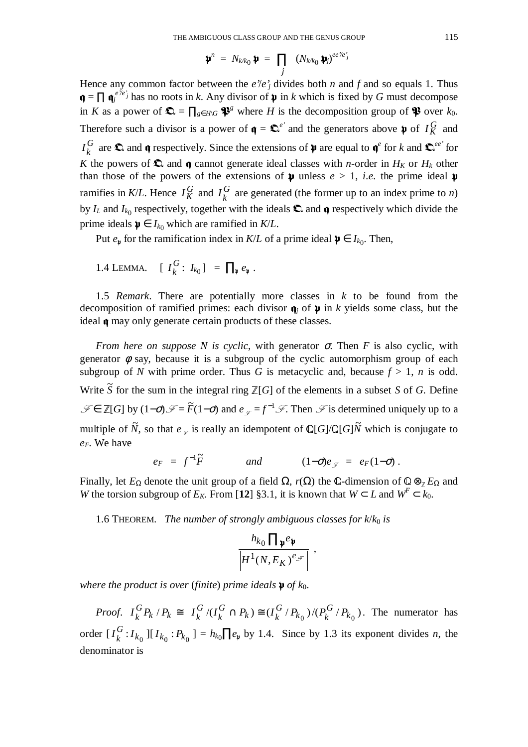$$\mathfrak{p}^n = N_{k/k_0}\,\mathfrak{p} = \prod_j (N_{k/k_0}\,\mathfrak{p}_j)^{ee'/e'_j}$$

Hence any common factor between the $e'/e'_j$ divides both $n$ and $f$ and so equals 1. Thus $\mathfrak{q} = \prod \mathfrak{q}_j^{e'/e'_j}$ has no roots in $k$. Any divisor of $\mathfrak{p}$ in $k$ which is fixed by $G$ must decompose in $K$ as a power of $\mathfrak{Q} = \prod_{g\in H\backslash G} \mathfrak{P}^g$ where $H$ is the decomposition group of $\mathfrak{P}$ over $k_0$. Therefore such a divisor is a power of $\mathfrak{q} = \mathfrak{Q}^{e'}$ and the generators above $\mathfrak{p}$ of $I_K^G$ and $I_k^G$ are $\mathfrak{Q}$ and $\mathfrak{q}$ respectively. Since the extensions of $\mathfrak{p}$ are equal to $\mathfrak{q}^e$ for $k$ and $\mathfrak{Q}^{ee'}$ for $K$ the powers of $\mathfrak{Q}$ and $\mathfrak{q}$ cannot generate ideal classes with $n$-order in $H_K$ or $H_k$ other than those of the powers of the extensions of $\mathfrak{p}$ unless $e > 1$, *i.e.* the prime ideal $\mathfrak{p}$ ramifies in $K/L$. Hence $I_K^G$ and $I_k^G$ are generated (the former up to an index prime to $n$) by $I_L$ and $I_{k_0}$ respectively, together with the ideals $\mathfrak{Q}$ and $\mathfrak{q}$ respectively which divide the prime ideals $\mathfrak{p} \in I_{k_0}$ which are ramified in $K/L$.

Put $e_{\mathfrak{p}}$ for the ramification index in $K/L$ of a prime ideal $\mathfrak{p} \in I_{k_0}$. Then,

1.4 LEMMA. $[\, I_k^G : I_{k_0}\,] = \prod_{\mathfrak{p}} e_{\mathfrak{p}}$.

1.5 *Remark*. There are potentially more classes in $k$ to be found from the decomposition of ramified primes: each divisor $\mathfrak{q}_j$ of $\mathfrak{p}$ in $k$ yields some class, but the ideal $\mathfrak{q}$ may only generate certain products of these classes.

*From here on suppose N is cyclic*, with generator $\sigma$. Then $F$ is also cyclic, with generator $\phi$ say, because it is a subgroup of the cyclic automorphism group of each subgroup of $N$ with prime order. Thus $G$ is metacyclic and, because $f > 1$, $n$ is odd. Write $\tilde{S}$ for the sum in the integral ring $\mathbb{Z}[G]$ of the elements in a subset $S$ of $G$. Define $\mathscr{F} \in \mathbb{Z}[G]$ by $(1-\sigma)\mathscr{F} = \tilde{F}(1-\sigma)$ and $e_{\mathscr{F}} = f^{-1}\mathscr{F}$. Then $\mathscr{F}$ is determined uniquely up to a multiple of $\tilde{N}$, so that $e_{\mathscr{F}}$ is really an idempotent of $\mathbb{Q}[G]/\mathbb{Q}[G]\tilde{N}$ which is conjugate to $e_F$. We have

$$e_F = f^{-1}\tilde{F} \qquad \textit{and} \qquad (1-\sigma)e_{\mathscr{F}} = e_F(1-\sigma)\,.$$

Finally, let $E_\Omega$ denote the unit group of a field $\Omega$, $r(\Omega)$ the $\mathbb{Q}$-dimension of $\mathbb{Q}\otimes_{\mathbb{Z}} E_\Omega$ and $W$ the torsion subgroup of $E_K$. From [**12**] §3.1, it is known that $W \subset L$ and $W^F \subset k_0$.

1.6 THEOREM. *The number of strongly ambiguous classes for $k/k_0$ is*

$$\frac{h_{k_0}\prod_{\mathfrak{p}} e_{\mathfrak{p}}}{\left|H^1(N,E_K)^{e_{\mathscr{F}}}\right|}\,,$$

*where the product is over* (*finite*) *prime ideals $\mathfrak{p}$ of $k_0$.*

*Proof.* $I_k^G P_k / P_k \cong I_k^G/(I_k^G \cap P_k) \cong (I_k^G/P_{k_0})/(P_k^G/P_{k_0})$. The numerator has order $[\,I_k^G : I_{k_0}\,][\,I_{k_0} : P_{k_0}\,] = h_{k_0}\prod e_{\mathfrak{p}}$ by 1.4. Since by 1.3 its exponent divides $n$, the denominator is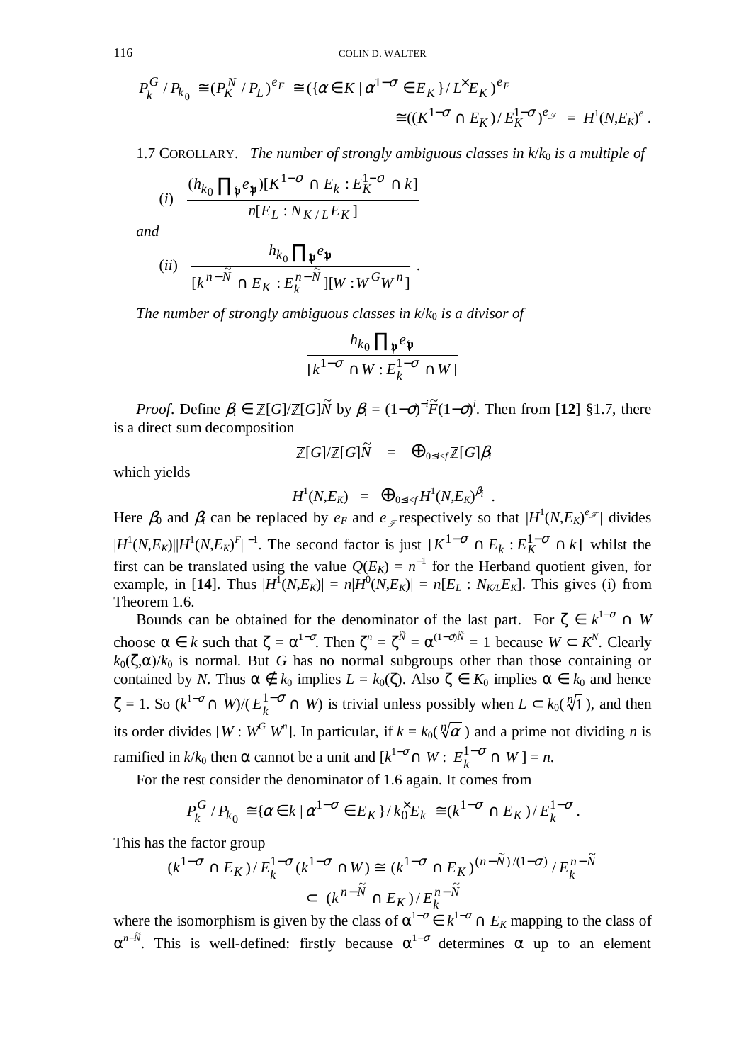$$P_k^G/P_{k_0} \cong (P_K^N/P_L)^{e_F} \cong (\{\alpha \in K \mid \alpha^{1-\sigma} \in E_K\}/L^{\times}E_K)^{e_F}$$
$$\cong ((K^{1-\sigma} \cap E_K)/E_K^{1-\sigma})^{e_{\mathscr{F}}} = H^1(N,E_K)^e .$$

1.7 COROLLARY. *The number of strongly ambiguous classes in $k/k_0$ is a multiple of*

$$(i) \quad \frac{(h_{k_0} \prod_{\mathfrak{p}} e_{\mathfrak{p}})[K^{1-\sigma} \cap E_k : E_K^{1-\sigma} \cap k]}{n[E_L : N_{K/L}E_K]}$$

*and*

$$(ii) \quad \frac{h_{k_0} \prod_{\mathfrak{p}} e_{\mathfrak{p}}}{[k^{n-\tilde{N}} \cap E_K : E_k^{n-\tilde{N}}][W : W^G W^n]} .$$

*The number of strongly ambiguous classes in $k/k_0$ is a divisor of*

$$\frac{h_{k_0} \prod_{\mathfrak{p}} e_{\mathfrak{p}}}{[k^{1-\sigma} \cap W : E_k^{1-\sigma} \cap W]}$$

*Proof*. Define $\beta_i \in \mathbb{Z}[G]/\mathbb{Z}[G]\tilde{N}$ by $\beta_i = (1-\sigma)^{-i}\tilde{F}(1-\sigma)^i$. Then from [**12**] §1.7, there is a direct sum decomposition

$$\mathbb{Z}[G]/\mathbb{Z}[G]\tilde{N} \quad = \quad \bigoplus_{0 \le i < f} \mathbb{Z}[G]\beta_i$$

which yields

$$H^1(N,E_K) \quad = \quad \bigoplus_{0 \le i < f} H^1(N,E_K)^{\beta_i} .$$

Here $\beta_0$ and $\beta_i$ can be replaced by $e_F$ and $e_{\mathscr{F}}$ respectively so that $|H^1(N,E_K)^{e_{\mathscr{F}}}|$ divides $|H^1(N,E_K)||H^1(N,E_K)^F|^{-1}$. The second factor is just $[K^{1-\sigma} \cap E_k : E_K^{1-\sigma} \cap k]$ whilst the first can be translated using the value $Q(E_K) = n^{-1}$ for the Herband quotient given, for example, in [**14**]. Thus $|H^1(N,E_K)| = n|H^0(N,E_K)| = n[E_L : N_{K/L}E_K]$. This gives (i) from Theorem 1.6.

Bounds can be obtained for the denominator of the last part. For $\zeta \in k^{1-\sigma} \cap W$ choose $\alpha \in k$ such that $\zeta = \alpha^{1-\sigma}$. Then $\zeta^n = \zeta^{\tilde{N}} = \alpha^{(1-\sigma)\tilde{N}} = 1$ because $W \subset K^N$. Clearly $k_0(\zeta,\alpha)/k_0$ is normal. But $G$ has no normal subgroups other than those containing or contained by $N$. Thus $\alpha \notin k_0$ implies $L = k_0(\zeta)$. Also $\zeta \in K_0$ implies $\alpha \in k_0$ and hence $\zeta = 1$. So $(k^{1-\sigma} \cap W)/(E_k^{1-\sigma} \cap W)$ is trivial unless possibly when $L \subset k_0(\sqrt[n]{1})$, and then its order divides $[W : W^G W^n]$. In particular, if $k = k_0(\sqrt[n]{\alpha})$ and a prime not dividing $n$ is ramified in $k/k_0$ then $\alpha$ cannot be a unit and $[k^{1-\sigma} \cap W : E_k^{1-\sigma} \cap W] = n$.

For the rest consider the denominator of 1.6 again. It comes from

$$P_k^G/P_{k_0} \cong \{\alpha \in k \mid \alpha^{1-\sigma} \in E_K\}/k_0^{\times}E_k \cong (k^{1-\sigma} \cap E_K)/E_k^{1-\sigma} .$$

This has the factor group

$$(k^{1-\sigma} \cap E_K)/E_k^{1-\sigma}(k^{1-\sigma} \cap W) \cong (k^{1-\sigma} \cap E_K)^{(n-\tilde{N})/(1-\sigma)}/E_k^{n-\tilde{N}}$$
$$\subset (k^{n-\tilde{N}} \cap E_K)/E_k^{n-\tilde{N}}$$

where the isomorphism is given by the class of $\alpha^{1-\sigma} \in k^{1-\sigma} \cap E_K$ mapping to the class of $\alpha^{n-\tilde{N}}$. This is well-defined: firstly because $\alpha^{1-\sigma}$ determines $\alpha$ up to an element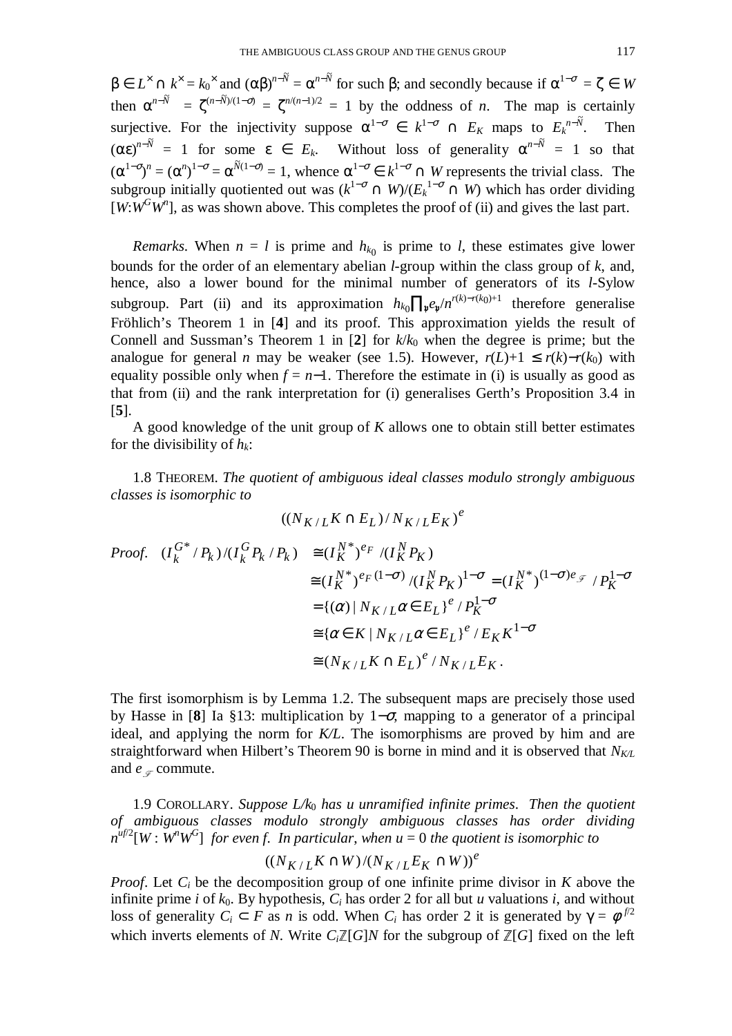$\beta \in L^\times \cap k^\times = k_0{}^\times$ and $(\alpha\beta)^{n-\tilde{N}} = \alpha^{n-\tilde{N}}$ for such $\beta$; and secondly because if $\alpha^{1-\sigma} = \zeta \in W$ then $\alpha^{n-\tilde{N}} = \zeta^{(n-\tilde{N})/(1-\sigma)} = \zeta^{n/(n-1)/2} = 1$ by the oddness of $n$. The map is certainly surjective. For the injectivity suppose $\alpha^{1-\sigma} \in k^{1-\sigma} \cap E_K$ maps to $E_k{}^{n-\tilde{N}}$. Then $(\alpha\varepsilon)^{n-\tilde{N}} = 1$ for some $\varepsilon \in E_k$. Without loss of generality $\alpha^{n-\tilde{N}} = 1$ so that $(\alpha^{1-\sigma})^n = (\alpha^n)^{1-\sigma} = \alpha^{\tilde{N}(1-\sigma)} = 1$, whence $\alpha^{1-\sigma} \in k^{1-\sigma} \cap W$ represents the trivial class. The subgroup initially quotiented out was $(k^{1-\sigma} \cap W)/(E_k{}^{1-\sigma} \cap W)$ which has order dividing $[W{:}W^GW^n]$, as was shown above. This completes the proof of (ii) and gives the last part.

*Remarks.* When $n = l$ is prime and $h_{k_0}$ is prime to $l$, these estimates give lower bounds for the order of an elementary abelian $l$-group within the class group of $k$, and, hence, also a lower bound for the minimal number of generators of its $l$-Sylow subgroup. Part (ii) and its approximation $h_{k_0}\prod_{\mathfrak{p}} e_{\mathfrak{p}}/n^{r(k)-r(k_0)+1}$ therefore generalise Fröhlich's Theorem 1 in [**4**] and its proof. This approximation yields the result of Connell and Sussman's Theorem 1 in [**2**] for $k/k_0$ when the degree is prime; but the analogue for general $n$ may be weaker (see 1.5). However, $r(L)+1 \leq r(k)-r(k_0)$ with equality possible only when $f = n-1$. Therefore the estimate in (i) is usually as good as that from (ii) and the rank interpretation for (i) generalises Gerth's Proposition 3.4 in [**5**].

A good knowledge of the unit group of $K$ allows one to obtain still better estimates for the divisibility of $h_k$:

1.8 THEOREM. *The quotient of ambiguous ideal classes modulo strongly ambiguous classes is isomorphic to*

$$((N_{K/L}K \cap E_L)/N_{K/L}E_K)^e$$

*Proof.*

$$\begin{aligned}
(I_k^{G^*}/P_k)/(I_k^G P_k/P_k) &\cong (I_K^{N^*})^{e_F}/(I_K^N P_K) \\
&\cong (I_K^{N^*})^{e_F(1-\sigma)}/(I_K^N P_K)^{1-\sigma} = (I_K^{N^*})^{(1-\sigma)e_{\mathcal{F}}}/P_K^{1-\sigma} \\
&= \{(\alpha) \mid N_{K/L}\alpha \in E_L\}^e/P_K^{1-\sigma} \\
&\cong \{\alpha \in K \mid N_{K/L}\alpha \in E_L\}^e/E_K K^{1-\sigma} \\
&\cong (N_{K/L}K \cap E_L)^e/N_{K/L}E_K.
\end{aligned}$$

The first isomorphism is by Lemma 1.2. The subsequent maps are precisely those used by Hasse in [**8**] Ia §13: multiplication by $1-\sigma$, mapping to a generator of a principal ideal, and applying the norm for $K/L$. The isomorphisms are proved by him and are straightforward when Hilbert's Theorem 90 is borne in mind and it is observed that $N_{K/L}$ and $e_{\mathcal{F}}$ commute.

1.9 COROLLARY. *Suppose $L/k_0$ has $u$ unramified infinite primes. Then the quotient of ambiguous classes modulo strongly ambiguous classes has order dividing $n^{uf/2}[W : W^nW^G]$ for even $f$. In particular, when $u = 0$ the quotient is isomorphic to*

$$((N_{K/L}K \cap W)/(N_{K/L}E_K \cap W))^e$$

*Proof.* Let $C_i$ be the decomposition group of one infinite prime divisor in $K$ above the infinite prime $i$ of $k_0$. By hypothesis, $C_i$ has order 2 for all but $u$ valuations $i$, and without loss of generality $C_i \subset F$ as $n$ is odd. When $C_i$ has order 2 it is generated by $\gamma = \phi^{f/2}$ which inverts elements of $N$. Write $C_i\mathbb{Z}[G]N$ for the subgroup of $\mathbb{Z}[G]$ fixed on the left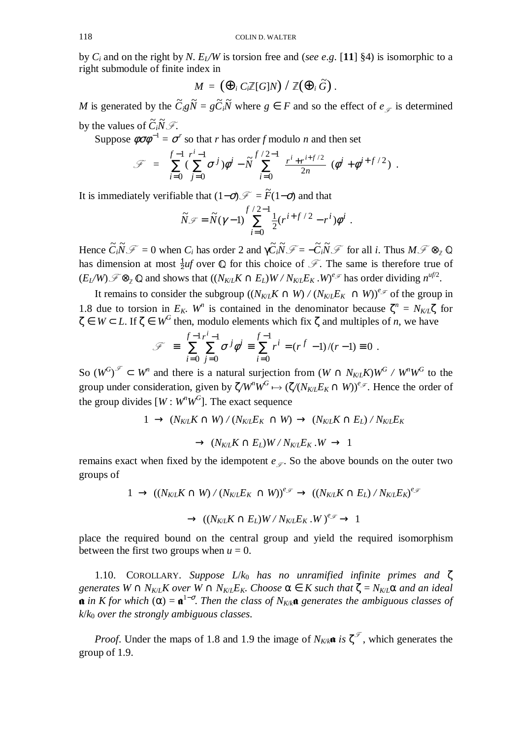by $C_i$ and on the right by $N$. $E_L/W$ is torsion free and (*see e.g.* [**11**] §4) is isomorphic to a right submodule of finite index in

$$M = \left(\oplus_i C_i\mathbb{Z}[G]N\right) / \mathbb{Z}\left(\oplus_i \tilde{G}\right).$$

$M$ is generated by the $\tilde{C}_i g\tilde{N} = g\tilde{C}_i\tilde{N}$ where $g \in F$ and so the effect of $e_{\mathscr{F}}$ is determined by the values of $\tilde{C}_i\tilde{N}\mathscr{F}$.

Suppose $\phi\sigma\phi^{-1} = \sigma^r$ so that $r$ has order $f$ modulo $n$ and then set

$$\mathscr{F} \;=\; \sum_{i=0}^{f-1}\left(\sum_{j=0}^{r^i-1}\sigma^j\right)\phi^i - \tilde{N}\sum_{i=0}^{f/2-1}\frac{r^i+r^{i+f/2}}{2n}\left(\phi^i+\phi^{i+f/2}\right).$$

It is immediately verifiable that $(1-\sigma)\mathscr{F} = \tilde{F}(1-\sigma)$ and that

$$\tilde{N}\mathscr{F} = \tilde{N}(\gamma-1)\sum_{i=0}^{f/2-1}\tfrac{1}{2}\left(r^{i+f/2}-r^i\right)\phi^i.$$

Hence $\tilde{C}_i\tilde{N}\mathscr{F} = 0$ when $C_i$ has order 2 and $\gamma\tilde{C}_i\tilde{N}\mathscr{F} = -\tilde{C}_i\tilde{N}\mathscr{F}$ for all $i$. Thus $M\mathscr{F} \otimes_{\mathbb{Z}} \mathbb{Q}$ has dimension at most $\frac{1}{2}uf$ over $\mathbb{Q}$ for this choice of $\mathscr{F}$. The same is therefore true of $(E_L/W)\mathscr{F} \otimes_{\mathbb{Z}} \mathbb{Q}$ and shows that $((N_{K/L}K \cap E_L)W / N_{K/L}E_K.W)^{e_{\mathscr{F}}}$ has order dividing $n^{uf/2}$.

It remains to consider the subgroup $((N_{K/L}K \cap W) / (N_{K/L}E_K \cap W))^{e_{\mathscr{F}}}$ of the group in 1.8 due to torsion in $E_K$. $W^n$ is contained in the denominator because $\zeta^n = N_{K/L}\zeta$ for $\zeta \in W \subset L$. If $\zeta \in W^G$ then, modulo elements which fix $\zeta$ and multiples of $n$, we have

$$\mathscr{F} \;\equiv\; \sum_{i=0}^{f-1}\sum_{j=0}^{r^i-1}\sigma^j\phi^i \equiv \sum_{i=0}^{f-1} r^i = (r^f-1)/(r-1) \equiv 0.$$

So $(W^G)^{\mathscr{F}} \subset W^n$ and there is a natural surjection from $(W \cap N_{K/L}K)W^G / W^nW^G$ to the group under consideration, given by $\zeta/W^nW^G \mapsto (\zeta/(N_{K/L}E_K \cap W))^{e_{\mathscr{F}}}$. Hence the order of the group divides $[W : W^nW^G]$. The exact sequence

$$1 \to (N_{K/L}K \cap W) / (N_{K/L}E_K \cap W) \to (N_{K/L}K \cap E_L) / N_{K/L}E_K$$

$$\to (N_{K/L}K \cap E_L)W / N_{K/L}E_K.W \to 1$$

remains exact when fixed by the idempotent $e_{\mathscr{F}}$. So the above bounds on the outer two groups of

$$1 \to ((N_{K/L}K \cap W) / (N_{K/L}E_K \cap W))^{e_{\mathscr{F}}} \to ((N_{K/L}K \cap E_L) / N_{K/L}E_K)^{e_{\mathscr{F}}}$$

$$\to ((N_{K/L}K \cap E_L)W / N_{K/L}E_K.W)^{e_{\mathscr{F}}} \to 1$$

place the required bound on the central group and yield the required isomorphism between the first two groups when $u = 0$.

1.10. COROLLARY. *Suppose $L/k_0$ has no unramified infinite primes and $\zeta$ generates $W \cap N_{K/L}K$ over $W \cap N_{K/L}E_K$. Choose $\alpha \in K$ such that $\zeta = N_{K/L}\alpha$ and an ideal $\mathfrak{a}$ in $K$ for which $(\alpha) = \mathfrak{a}^{1-\sigma}$. Then the class of $N_{K/k}\mathfrak{a}$ generates the ambiguous classes of $k/k_0$ over the strongly ambiguous classes.*

*Proof*. Under the maps of 1.8 and 1.9 the image of $N_{K/k}\mathfrak{a}$ *is* $\zeta^{\mathscr{F}}$, which generates the group of 1.9.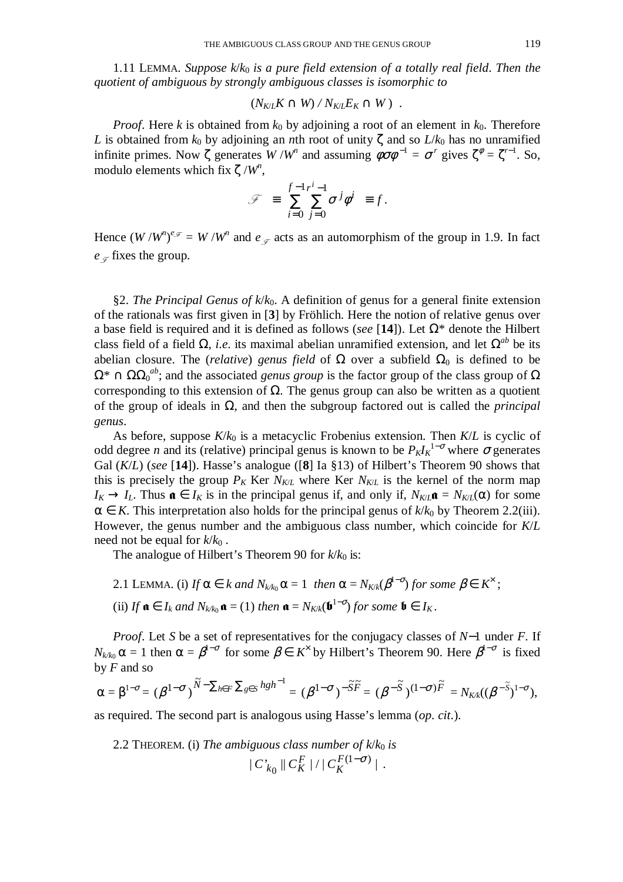1.11 LEMMA. *Suppose $k/k_0$ is a pure field extension of a totally real field. Then the quotient of ambiguous by strongly ambiguous classes is isomorphic to*

$$(N_{K/L}K \cap W) / N_{K/L}E_K \cap W) \ .$$

*Proof*. Here $k$ is obtained from $k_0$ by adjoining a root of an element in $k_0$. Therefore $L$ is obtained from $k_0$ by adjoining an $n$th root of unity $\zeta$ and so $L/k_0$ has no unramified infinite primes. Now $\zeta$ generates $W/W^n$ and assuming $\phi\sigma\phi^{-1} = \sigma^r$ gives $\zeta^\phi = \zeta^{r-1}$. So, modulo elements which fix $\zeta /W^n$,

$$\mathscr{F} \equiv \sum_{i=0}^{f-1}\sum_{j=0}^{r^i-1}\sigma^j\phi^i \equiv f .$$

Hence $(W/W^n)^{e_{\mathscr{F}}} = W/W^n$ and $e_{\mathscr{F}}$ acts as an automorphism of the group in 1.9. In fact $e_{\mathscr{F}}$ fixes the group.

§2. *The Principal Genus of $k/k_0$*. A definition of genus for a general finite extension of the rationals was first given in [**3**] by Fröhlich. Here the notion of relative genus over a base field is required and it is defined as follows (*see* [**14**]). Let $\Omega^*$ denote the Hilbert class field of a field $\Omega$, *i.e*. its maximal abelian unramified extension, and let $\Omega^{ab}$ be its abelian closure. The (*relative*) *genus field* of $\Omega$ over a subfield $\Omega_0$ is defined to be $\Omega^* \cap \Omega\Omega_0^{ab}$; and the associated *genus group* is the factor group of the class group of $\Omega$ corresponding to this extension of $\Omega$. The genus group can also be written as a quotient of the group of ideals in $\Omega$, and then the subgroup factored out is called the *principal genus*.

As before, suppose $K/k_0$ is a metacyclic Frobenius extension. Then $K/L$ is cyclic of odd degree $n$ and its (relative) principal genus is known to be $P_K I_K^{1-\sigma}$ where $\sigma$ generates Gal $(K/L)$ (*see* [**14**]). Hasse's analogue ([**8**] Ia §13) of Hilbert's Theorem 90 shows that this is precisely the group $P_K$ Ker $N_{K/L}$ where Ker $N_{K/L}$ is the kernel of the norm map $I_K \to I_L$. Thus $\mathfrak{a} \in I_K$ is in the principal genus if, and only if, $N_{K/L}\mathfrak{a} = N_{K/L}(\alpha)$ for some $\alpha \in K$. This interpretation also holds for the principal genus of $k/k_0$ by Theorem 2.2(iii). However, the genus number and the ambiguous class number, which coincide for $K/L$ need not be equal for $k/k_0$ .

The analogue of Hilbert's Theorem 90 for $k/k_0$ is:

2.1 LEMMA. (i) *If $\alpha \in k$ and $N_{k/k_0}\alpha = 1$ then $\alpha = N_{K/k}(\beta^{1-\sigma})$ for some $\beta \in K^\times$;*
(ii) *If $\mathfrak{a} \in I_k$ and $N_{k/k_0}\mathfrak{a} = (1)$ then $\mathfrak{a} = N_{K/k}(\mathfrak{b}^{1-\sigma})$ for some $\mathfrak{b} \in I_K$.*

*Proof*. Let $S$ be a set of representatives for the conjugacy classes of $N-1$ under $F$. If $N_{k/k_0}\alpha = 1$ then $\alpha = \beta^{1-\sigma}$ for some $\beta \in K^\times$ by Hilbert's Theorem 90. Here $\beta^{1-\sigma}$ is fixed by $F$ and so

$$\alpha = \beta^{1-\sigma} = (\beta^{1-\sigma})^{\tilde{N}-\sum_{h\in F}\sum_{g\in S}hgh^{-1}} = (\beta^{1-\sigma})^{-\tilde{S}\tilde{F}} = (\beta^{-\tilde{S}})^{(1-\sigma)\tilde{F}} = N_{K/k}((\beta^{-\tilde{S}})^{1-\sigma}),$$

as required. The second part is analogous using Hasse's lemma (*op. cit*.).

2.2 THEOREM. (i) *The ambiguous class number of $k/k_0$ is*

$$|C'_{k_0}||C_K^F|/|C_K^{F(1-\sigma)}| \ .$$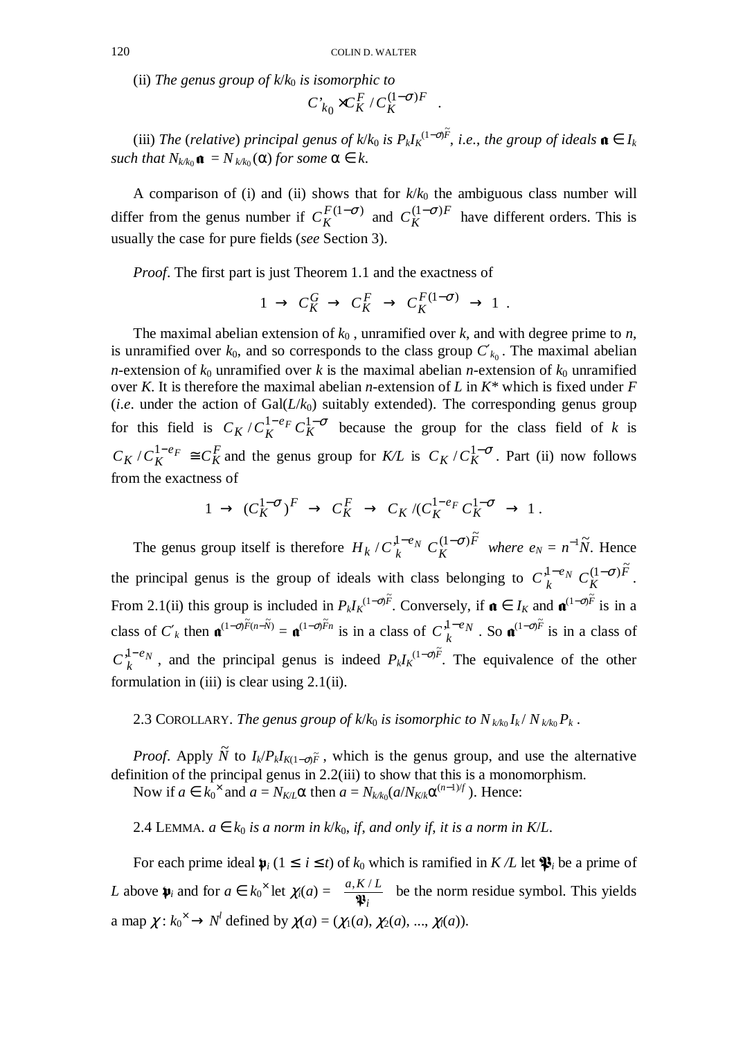(ii) *The genus group of* $k/k_0$ *is isomorphic to*

$$C'_{k_0} \times C_K^F / C_K^{(1-\sigma)F} \quad .$$

(iii) *The* (*relative*) *principal genus of* $k/k_0$ *is* $P_k I_K^{(1-\sigma)\tilde{F}}$, *i.e., the group of ideals* $\mathfrak{a} \in I_k$ *such that* $N_{k/k_0}\mathfrak{a} = N_{k/k_0}(\alpha)$ *for some* $\alpha \in k$.

A comparison of (i) and (ii) shows that for $k/k_0$ the ambiguous class number will differ from the genus number if $C_K^{F(1-\sigma)}$ and $C_K^{(1-\sigma)F}$ have different orders. This is usually the case for pure fields (*see* Section 3).

*Proof*. The first part is just Theorem 1.1 and the exactness of

$$1 \;\to\; C_K^G \;\to\; C_K^F \;\to\; C_K^{F(1-\sigma)} \;\to\; 1 \;.$$

The maximal abelian extension of $k_0$ , unramified over $k$, and with degree prime to $n$, is unramified over $k_0$, and so corresponds to the class group $C'_{k_0}$. The maximal abelian $n$-extension of $k_0$ unramified over $k$ is the maximal abelian $n$-extension of $k_0$ unramified over $K$. It is therefore the maximal abelian $n$-extension of $L$ in $K^*$ which is fixed under $F$ (*i.e*. under the action of $\mathrm{Gal}(L/k_0)$ suitably extended). The corresponding genus group for this field is $C_K / C_K^{1-e_F} C_K^{1-\sigma}$ because the group for the class field of $k$ is $C_K / C_K^{1-e_F} \cong C_K^F$ and the genus group for $K/L$ is $C_K / C_K^{1-\sigma}$. Part (ii) now follows from the exactness of

$$1 \;\to\; (C_K^{1-\sigma})^F \;\to\; C_K^F \;\to\; C_K /(C_K^{1-e_F} C_K^{1-\sigma} \;\to\; 1 \,.$$

The genus group itself is therefore $H_k / C_k'^{1-e_N} C_K^{(1-\sigma)\tilde{F}}$ *where* $e_N = n^{-1}\tilde{N}$. Hence the principal genus is the group of ideals with class belonging to $C_k'^{1-e_N} C_K^{(1-\sigma)\tilde{F}}$. From 2.1(ii) this group is included in $P_k I_K^{(1-\sigma)\tilde{F}}$. Conversely, if $\mathfrak{a} \in I_K$ and $\mathfrak{a}^{(1-\sigma)\tilde{F}}$ is in a class of $C'_k$ then $\mathfrak{a}^{(1-\sigma)\tilde{F}(n-\tilde{N})} = \mathfrak{a}^{(1-\sigma)\tilde{F}n}$ is in a class of $C_k'^{1-e_N}$. So $\mathfrak{a}^{(1-\sigma)\tilde{F}}$ is in a class of $C_k'^{1-e_N}$, and the principal genus is indeed $P_k I_K^{(1-\sigma)\tilde{F}}$. The equivalence of the other formulation in (iii) is clear using 2.1(ii).

2.3 COROLLARY. *The genus group of* $k/k_0$ *is isomorphic to* $N_{k/k_0} I_k / N_{k/k_0} P_k$ .

*Proof*. Apply $\tilde{N}$ to $I_k / P_k I_{K(1-\sigma)\tilde{F}}$ , which is the genus group, and use the alternative definition of the principal genus in 2.2(iii) to show that this is a monomorphism.

Now if $a \in k_0^{\times}$ and $a = N_{K/L}\alpha$ then $a = N_{k/k_0}(a/N_{K/k}\alpha^{(n-1)/f})$. Hence:

2.4 LEMMA. $a \in k_0$ *is a norm in* $k/k_0$, *if, and only if, it is a norm in* $K/L$.

For each prime ideal $\mathfrak{p}_i$ $(1 \le i \le t)$ of $k_0$ which is ramified in $K/L$ let $\mathfrak{P}_i$ be a prime of $L$ above $\mathfrak{p}_i$ and for $a \in k_0^{\times}$ let $\chi_i(a) = \left(\dfrac{a, K/L}{\mathfrak{P}_i}\right)$ be the norm residue symbol. This yields a map $\chi: k_0^{\times} \to N^t$ defined by $\chi(a) = (\chi_1(a), \chi_2(a), ..., \chi_t(a))$.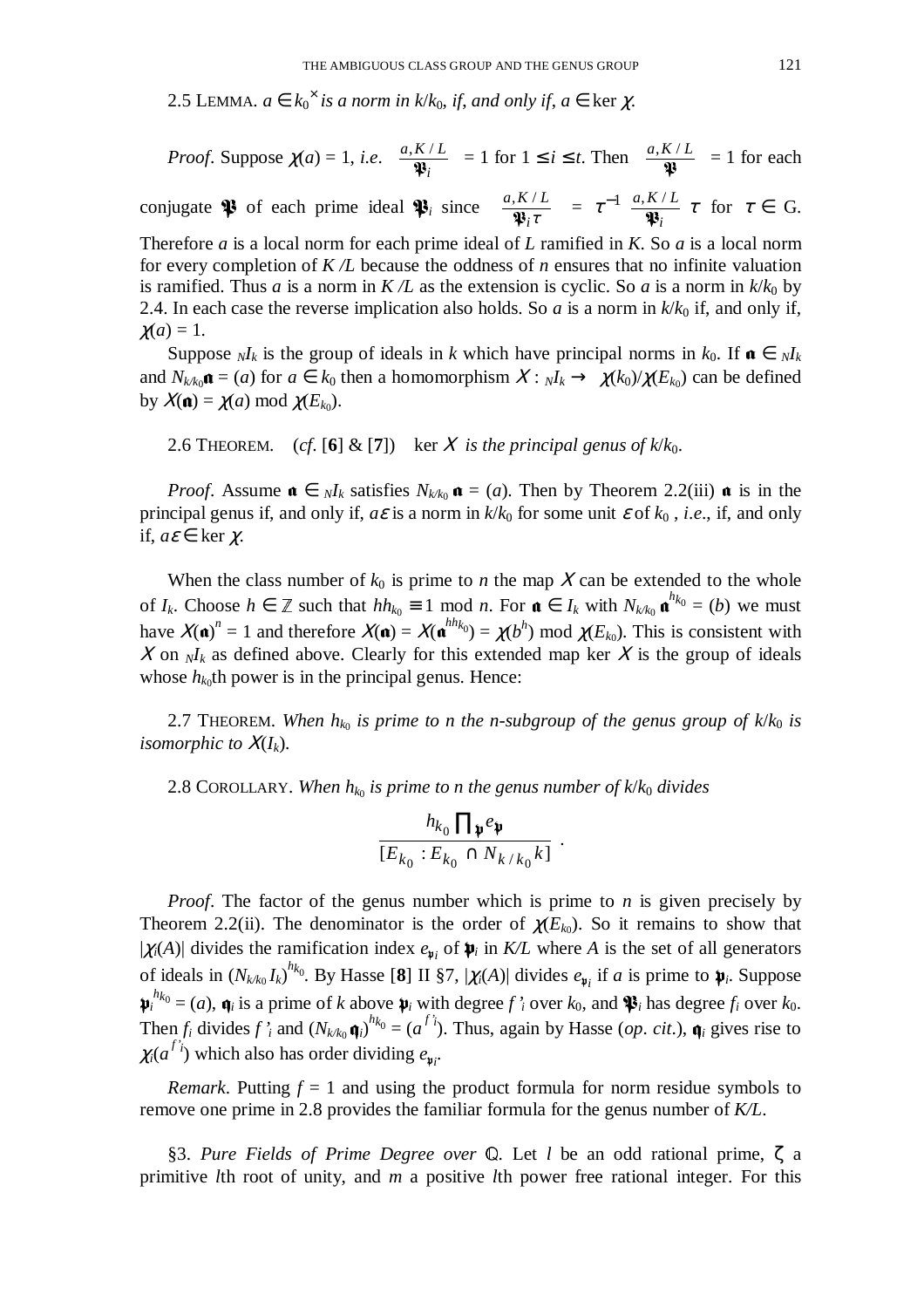2.5 LEMMA. *$a \in k_0^\times$ is a norm in $k/k_0$, if, and only if, $a \in \ker \chi$.*

*Proof*. Suppose $\chi(a) = 1$, *i.e*. $\left(\frac{a, K/L}{\mathfrak{P}_i}\right) = 1$ for $1 \le i \le t$. Then $\left(\frac{a, K/L}{\mathfrak{P}}\right) = 1$ for each conjugate $\mathfrak{P}$ of each prime ideal $\mathfrak{P}_i$ since $\left(\frac{a, K/L}{\mathfrak{P}_i \tau}\right) = \tau^{-1}\left(\frac{a, K/L}{\mathfrak{P}_i}\right)\tau$ for $\tau \in G$. Therefore $a$ is a local norm for each prime ideal of $L$ ramified in $K$. So $a$ is a local norm for every completion of $K/L$ because the oddness of $n$ ensures that no infinite valuation is ramified. Thus $a$ is a norm in $K/L$ as the extension is cyclic. So $a$ is a norm in $k/k_0$ by 2.4. In each case the reverse implication also holds. So $a$ is a norm in $k/k_0$ if, and only if, $\chi(a) = 1$.

Suppose ${}_NI_k$ is the group of ideals in $k$ which have principal norms in $k_0$. If $\mathfrak{a} \in {}_NI_k$ and $N_{k/k_0}\mathfrak{a} = (a)$ for $a \in k_0$ then a homomorphism $X : {}_NI_k \to \chi(k_0)/\chi(E_{k_0})$ can be defined by $X(\mathfrak{a}) = \chi(a) \bmod \chi(E_{k_0})$.

2.6 THEOREM. (*cf*. [**6**] & [**7**]) $\ker X$ *is the principal genus of $k/k_0$.*

*Proof*. Assume $\mathfrak{a} \in {}_NI_k$ satisfies $N_{k/k_0}\mathfrak{a} = (a)$. Then by Theorem 2.2(iii) $\mathfrak{a}$ is in the principal genus if, and only if, $a\varepsilon$ is a norm in $k/k_0$ for some unit $\varepsilon$ of $k_0$, *i.e*., if, and only if, $a\varepsilon \in \ker \chi$.

When the class number of $k_0$ is prime to $n$ the map $X$ can be extended to the whole of $I_k$. Choose $h \in \mathbb{Z}$ such that $hh_{k_0} \equiv 1 \bmod n$. For $\mathfrak{a} \in I_k$ with $N_{k/k_0}\mathfrak{a}^{h_{k_0}} = (b)$ we must have $X(\mathfrak{a})^n = 1$ and therefore $X(\mathfrak{a}) = X(\mathfrak{a}^{hh_{k_0}}) = \chi(b^h) \bmod \chi(E_{k_0})$. This is consistent with $X$ on ${}_NI_k$ as defined above. Clearly for this extended map $\ker X$ is the group of ideals whose $h_{k_0}$th power is in the principal genus. Hence:

2.7 THEOREM. *When $h_{k_0}$ is prime to $n$ the $n$-subgroup of the genus group of $k/k_0$ is isomorphic to $X(I_k)$.*

2.8 COROLLARY. *When $h_{k_0}$ is prime to $n$ the genus number of $k/k_0$ divides*

$$\frac{h_{k_0}\prod_{\mathfrak{p}} e_{\mathfrak{p}}}{[E_{k_0} : E_{k_0} \cap N_{k/k_0}k]}.$$

*Proof*. The factor of the genus number which is prime to $n$ is given precisely by Theorem 2.2(ii). The denominator is the order of $\chi(E_{k_0})$. So it remains to show that $|\chi_i(A)|$ divides the ramification index $e_{\mathfrak{p}_i}$ of $\mathfrak{p}_i$ in $K/L$ where $A$ is the set of all generators of ideals in $(N_{k/k_0}I_k)^{h_{k_0}}$. By Hasse [**8**] II §7, $|\chi_i(A)|$ divides $e_{\mathfrak{p}_i}$ if $a$ is prime to $\mathfrak{p}_i$. Suppose $\mathfrak{p}_i^{h_{k_0}} = (a)$, $\mathfrak{q}_i$ is a prime of $k$ above $\mathfrak{p}_i$ with degree $f'_i$ over $k_0$, and $\mathfrak{P}_i$ has degree $f_i$ over $k_0$. Then $f_i$ divides $f'_i$ and $(N_{k/k_0}\mathfrak{q}_i)^{h_{k_0}} = (a^{f'_i})$. Thus, again by Hasse (*op. cit*.), $\mathfrak{q}_i$ gives rise to $\chi_i(a^{f'_i})$ which also has order dividing $e_{\mathfrak{p}_i}$.

*Remark*. Putting $f = 1$ and using the product formula for norm residue symbols to remove one prime in 2.8 provides the familiar formula for the genus number of $K/L$.

§3. *Pure Fields of Prime Degree over* $\mathbb{Q}$. Let $l$ be an odd rational prime, $\zeta$ a primitive $l$th root of unity, and $m$ a positive $l$th power free rational integer. For this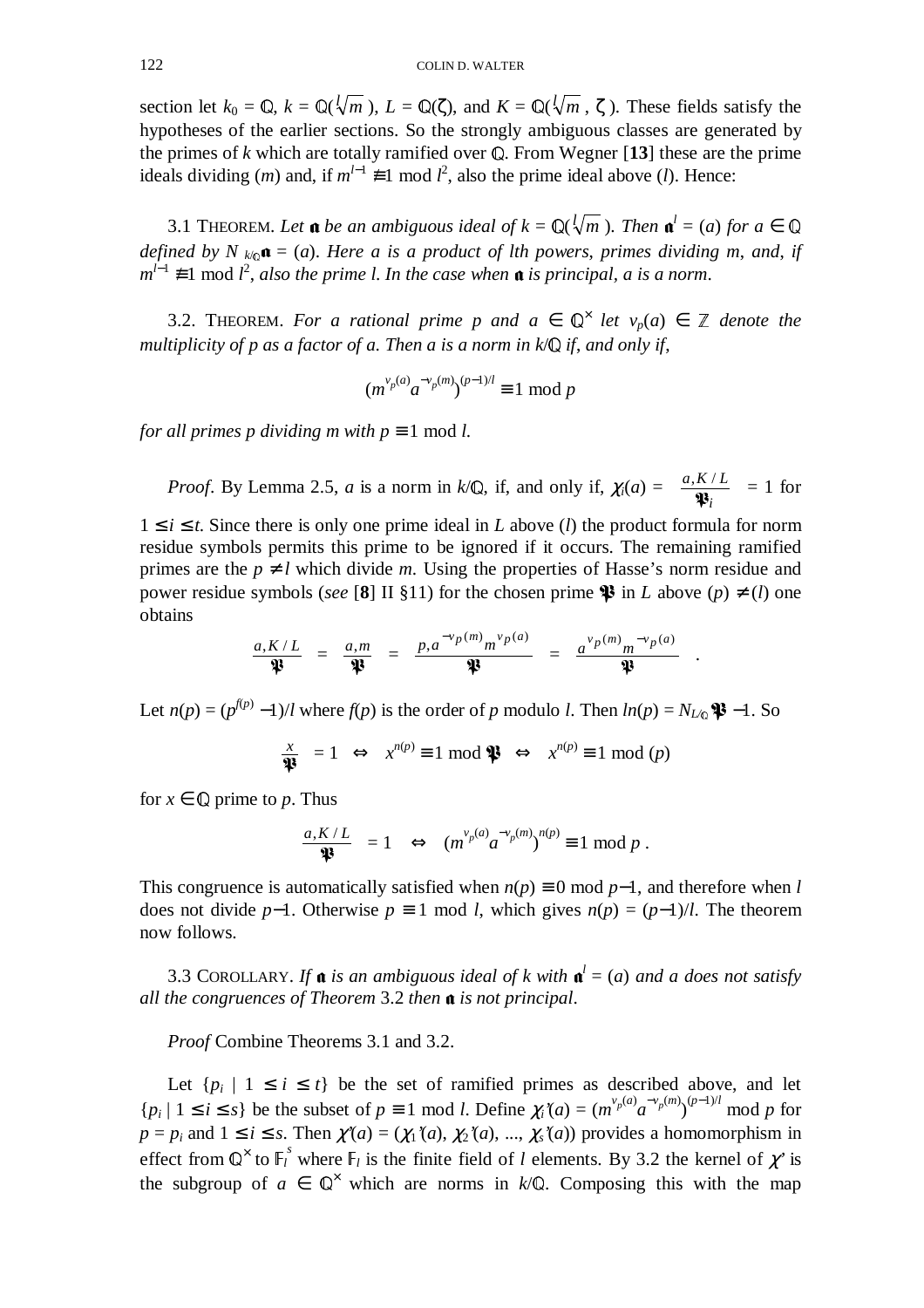section let $k_0 = \mathbb{Q}$, $k = \mathbb{Q}(\sqrt[l]{m})$, $L = \mathbb{Q}(\zeta)$, and $K = \mathbb{Q}(\sqrt[l]{m}, \zeta)$. These fields satisfy the hypotheses of the earlier sections. So the strongly ambiguous classes are generated by the primes of $k$ which are totally ramified over $\mathbb{Q}$. From Wegner [**13**] these are the prime ideals dividing $(m)$ and, if $m^{l-1} \not\equiv 1 \bmod l^2$, also the prime ideal above $(l)$. Hence:

3.1 THEOREM. *Let $\mathfrak{a}$ be an ambiguous ideal of $k = \mathbb{Q}(\sqrt[l]{m})$. Then $\mathfrak{a}^l = (a)$ for $a \in \mathbb{Q}$ defined by $N_{k/\mathbb{Q}}\mathfrak{a} = (a)$. Here $a$ is a product of $l$th powers, primes dividing $m$, and, if $m^{l-1} \not\equiv 1 \bmod l^2$, also the prime $l$. In the case when $\mathfrak{a}$ is principal, $a$ is a norm.*

3.2. THEOREM. *For a rational prime $p$ and $a \in \mathbb{Q}^\times$ let $v_p(a) \in \mathbb{Z}$ denote the multiplicity of $p$ as a factor of $a$. Then $a$ is a norm in $k/\mathbb{Q}$ if, and only if,*

$$(m^{v_p(a)} a^{-v_p(m)})^{(p-1)/l} \equiv 1 \bmod p$$

*for all primes $p$ dividing $m$ with $p \equiv 1 \bmod l$.*

*Proof*. By Lemma 2.5, $a$ is a norm in $k/\mathbb{Q}$, if, and only if, $\chi_i(a) = \left(\frac{a, K/L}{\mathfrak{P}_i}\right) = 1$ for $1 \le i \le t$. Since there is only one prime ideal in $L$ above $(l)$ the product formula for norm residue symbols permits this prime to be ignored if it occurs. The remaining ramified primes are the $p \ne l$ which divide $m$. Using the properties of Hasse's norm residue and power residue symbols (*see* [**8**] II §11) for the chosen prime $\mathfrak{P}$ in $L$ above $(p) \ne (l)$ one obtains

$$\left(\frac{a, K/L}{\mathfrak{P}}\right) = \left(\frac{a, m}{\mathfrak{P}}\right) = \left(\frac{p, a^{-v_p(m)} m^{v_p(a)}}{\mathfrak{P}}\right) = \left(\frac{a^{v_p(m)} m^{-v_p(a)}}{\mathfrak{P}}\right).$$

Let $n(p) = (p^{f(p)} - 1)/l$ where $f(p)$ is the order of $p$ modulo $l$. Then $ln(p) = N_{L/\mathbb{Q}}\mathfrak{P} - 1$. So

$$\left(\frac{x}{\mathfrak{P}}\right) = 1 \;\Leftrightarrow\; x^{n(p)} \equiv 1 \bmod \mathfrak{P} \;\Leftrightarrow\; x^{n(p)} \equiv 1 \bmod (p)$$

for $x \in \mathbb{Q}$ prime to $p$. Thus

$$\left(\frac{a, K/L}{\mathfrak{P}}\right) = 1 \;\Leftrightarrow\; (m^{v_p(a)} a^{-v_p(m)})^{n(p)} \equiv 1 \bmod p\,.$$

This congruence is automatically satisfied when $n(p) \equiv 0 \bmod p-1$, and therefore when $l$ does not divide $p-1$. Otherwise $p \equiv 1 \bmod l$, which gives $n(p) = (p-1)/l$. The theorem now follows.

3.3 COROLLARY. *If $\mathfrak{a}$ is an ambiguous ideal of $k$ with $\mathfrak{a}^l = (a)$ and $a$ does not satisfy all the congruences of Theorem* 3.2 *then $\mathfrak{a}$ is not principal*.

*Proof* Combine Theorems 3.1 and 3.2.

Let $\{p_i \mid 1 \le i \le t\}$ be the set of ramified primes as described above, and let $\{p_i \mid 1 \le i \le s\}$ be the subset of $p \equiv 1 \bmod l$. Define $\chi_i'(a) = (m^{v_p(a)} a^{-v_p(m)})^{(p-1)/l} \bmod p$ for $p = p_i$ and $1 \le i \le s$. Then $\chi'(a) = (\chi_1'(a), \chi_2'(a), \ldots, \chi_s'(a))$ provides a homomorphism in effect from $\mathbb{Q}^\times$ to $\mathbb{F}_l^s$ where $\mathbb{F}_l$ is the finite field of $l$ elements. By 3.2 the kernel of $\chi'$ is the subgroup of $a \in \mathbb{Q}^\times$ which are norms in $k/\mathbb{Q}$. Composing this with the map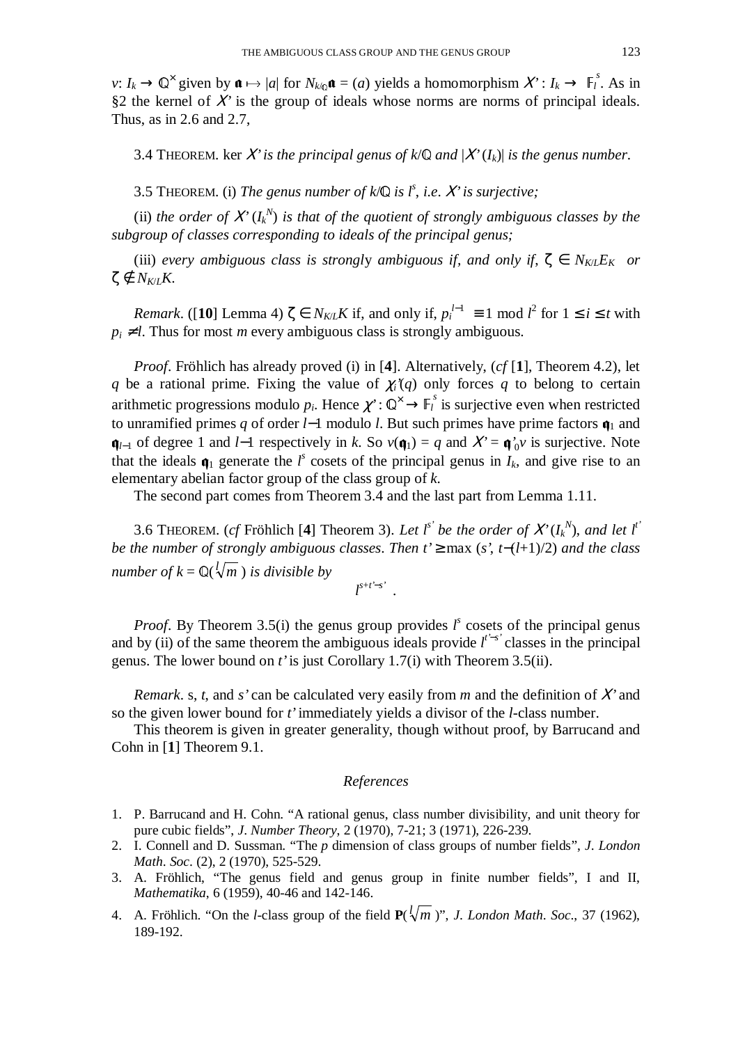$v$: $I_k \to \mathbb{Q}^{\times}$ given by $\mathfrak{a} \mapsto |a|$ for $N_{k/\mathbb{Q}}\mathfrak{a} = (a)$ yields a homomorphism $X' : I_k \to \mathbb{F}_l^s$. As in §2 the kernel of $X'$ is the group of ideals whose norms are norms of principal ideals. Thus, as in 2.6 and 2.7,

3.4 THEOREM. $\ker X'$ *is the principal genus of* $k/\mathbb{Q}$ *and* $|X'(I_k)|$ *is the genus number.*

3.5 THEOREM. (i) *The genus number of* $k/\mathbb{Q}$ *is* $l^s$, *i.e.* $X'$ *is surjective;*

(ii) *the order of* $X'(I_k^N)$ *is that of the quotient of strongly ambiguous classes by the subgroup of classes corresponding to ideals of the principal genus;*

(iii) *every ambiguous class is strongly ambiguous if, and only if,* $\zeta \in N_{K/L}E_K$ *or* $\zeta \notin N_{K/L}K$.

*Remark*. ([**10**] Lemma 4) $\zeta \in N_{K/L}K$ if, and only if, $p_i^{l-1} \equiv 1 \bmod l^2$ for $1 \leq i \leq t$ with $p_i \neq l$. Thus for most $m$ every ambiguous class is strongly ambiguous.

*Proof*. Fröhlich has already proved (i) in [**4**]. Alternatively, (*cf* [**1**], Theorem 4.2), let $q$ be a rational prime. Fixing the value of $\chi_i'(q)$ only forces $q$ to belong to certain arithmetic progressions modulo $p_i$. Hence $\chi' : \mathbb{Q}^{\times} \to \mathbb{F}_l^s$ is surjective even when restricted to unramified primes $q$ of order $l-1$ modulo $l$. But such primes have prime factors $\mathfrak{q}_1$ and $\mathfrak{q}_{l-1}$ of degree 1 and $l-1$ respectively in $k$. So $v(\mathfrak{q}_1) = q$ and $X' = \chi_0' v$ is surjective. Note that the ideals $\mathfrak{q}_1$ generate the $l^s$ cosets of the principal genus in $I_k$, and give rise to an elementary abelian factor group of the class group of $k$.

The second part comes from Theorem 3.4 and the last part from Lemma 1.11.

3.6 THEOREM. (*cf* Fröhlich [**4**] Theorem 3). *Let* $l^{s'}$ *be the order of* $X'(I_k^N)$, *and let* $l^{t'}$ *be the number of strongly ambiguous classes. Then* $t' \geq \max(s', t-(l+1)/2)$ *and the class number of* $k = \mathbb{Q}(\sqrt[l]{m})$ *is divisible by*

$$l^{s+t'-s'} .$$

*Proof*. By Theorem 3.5(i) the genus group provides $l^s$ cosets of the principal genus and by (ii) of the same theorem the ambiguous ideals provide $l^{t'-s'}$ classes in the principal genus. The lower bound on $t'$ is just Corollary 1.7(i) with Theorem 3.5(ii).

*Remark*. s, $t$, and $s'$ can be calculated very easily from $m$ and the definition of $X'$ and so the given lower bound for $t'$ immediately yields a divisor of the $l$-class number.

This theorem is given in greater generality, though without proof, by Barrucand and Cohn in [**1**] Theorem 9.1.

## *References*

1. P. Barrucand and H. Cohn. "A rational genus, class number divisibility, and unit theory for pure cubic fields", *J. Number Theory*, 2 (1970), 7-21; 3 (1971), 226-239.
2. I. Connell and D. Sussman. "The *p* dimension of class groups of number fields", *J. London Math. Soc*. (2), 2 (1970), 525-529.
3. A. Fröhlich, "The genus field and genus group in finite number fields", I and II, *Mathematika*, 6 (1959), 40-46 and 142-146.
4. A. Fröhlich. "On the *l*-class group of the field $\mathbf{P}(\sqrt[l]{m})$", *J. London Math. Soc*., 37 (1962), 189-192.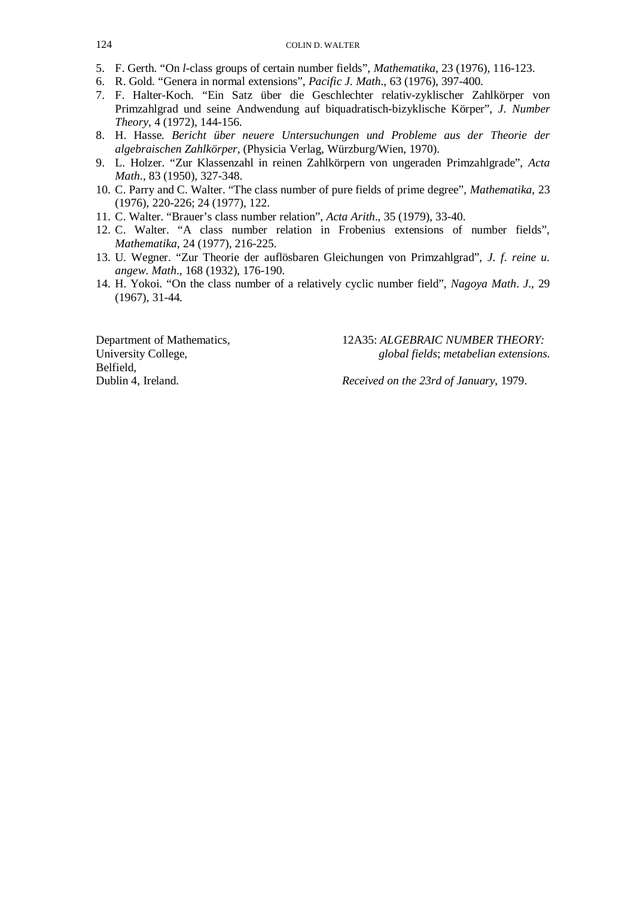5. F. Gerth. "On $l$-class groups of certain number fields", *Mathematika*, 23 (1976), 116-123.
6. R. Gold. "Genera in normal extensions", *Pacific J. Math*., 63 (1976), 397-400.
7. F. Halter-Koch. "Ein Satz über die Geschlechter relativ-zyklischer Zahlkörper von Primzahlgrad und seine Andwendung auf biquadratisch-bizyklische Körper", *J. Number Theory*, 4 (1972), 144-156.
8. H. Hasse. *Bericht über neuere Untersuchungen und Probleme aus der Theorie der algebraischen Zahlkörper*, (Physicia Verlag, Würzburg/Wien, 1970).
9. L. Holzer. "Zur Klassenzahl in reinen Zahlkörpern von ungeraden Primzahlgrade", *Acta Math*., 83 (1950), 327-348.
10. C. Parry and C. Walter. "The class number of pure fields of prime degree", *Mathematika*, 23 (1976), 220-226; 24 (1977), 122.
11. C. Walter. "Brauer's class number relation", *Acta Arith*., 35 (1979), 33-40.
12. C. Walter. "A class number relation in Frobenius extensions of number fields", *Mathematika*, 24 (1977), 216-225.
13. U. Wegner. "Zur Theorie der auflösbaren Gleichungen von Primzahlgrad", *J. f. reine u. angew. Math*., 168 (1932), 176-190.
14. H. Yokoi. "On the class number of a relatively cyclic number field", *Nagoya Math. J*., 29 (1967), 31-44.

Department of Mathematics,
University College,
Belfield,
Dublin 4, Ireland.

12A35: *ALGEBRAIC NUMBER THEORY: global fields*; *metabelian extensions*.

*Received on the 23rd of January*, 1979.